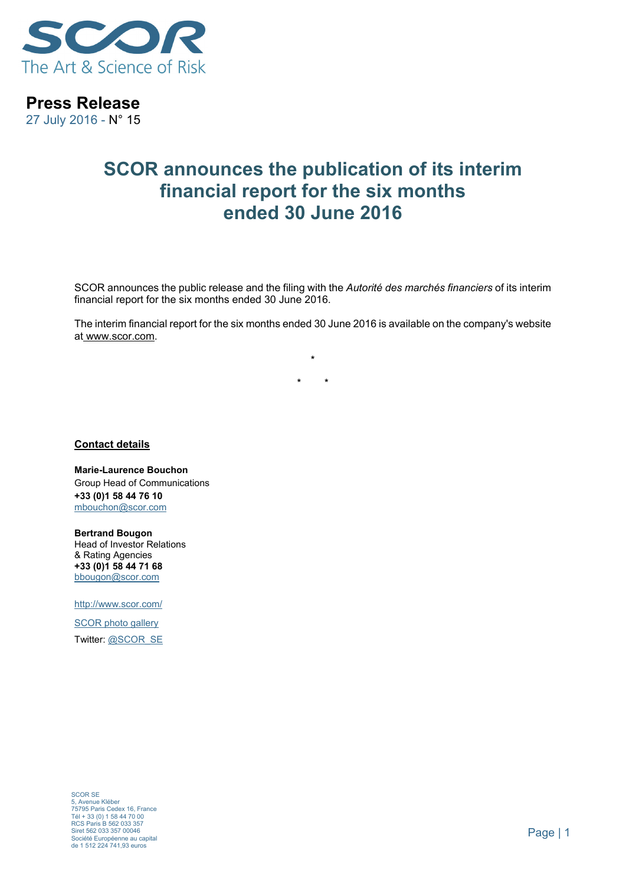SCOR

The Art & Science of Risk

**Press Release**

27 July 2016 - N° 15

# SCOR announces the publication of its interim financial report for the six months ended 30 June 2016

SCOR announces the public release and the filing with the *Autorité des marchés financiers* of its interim financial report for the six months ended 30 June 2016.

The interim financial report for the six months ended 30 June 2016 is available on the company's website at www.scor.com.

\*

\* \*

**Contact details**

**Marie-Laurence Bouchon**
Group Head of Communications
**+33 (0)1 58 44 76 10**
mbouchon@scor.com

**Bertrand Bougon**
Head of Investor Relations
& Rating Agencies
**+33 (0)1 58 44 71 68**
bbougon@scor.com

http://www.scor.com/

SCOR photo gallery

Twitter: @SCOR_SE

SCOR SE
5, Avenue Kléber
75795 Paris Cedex 16, France
Tél + 33 (0) 1 58 44 70 00
RCS Paris B 562 033 357
Siret 562 033 357 00046
Société Européenne au capital
de 1 512 224 741,93 euros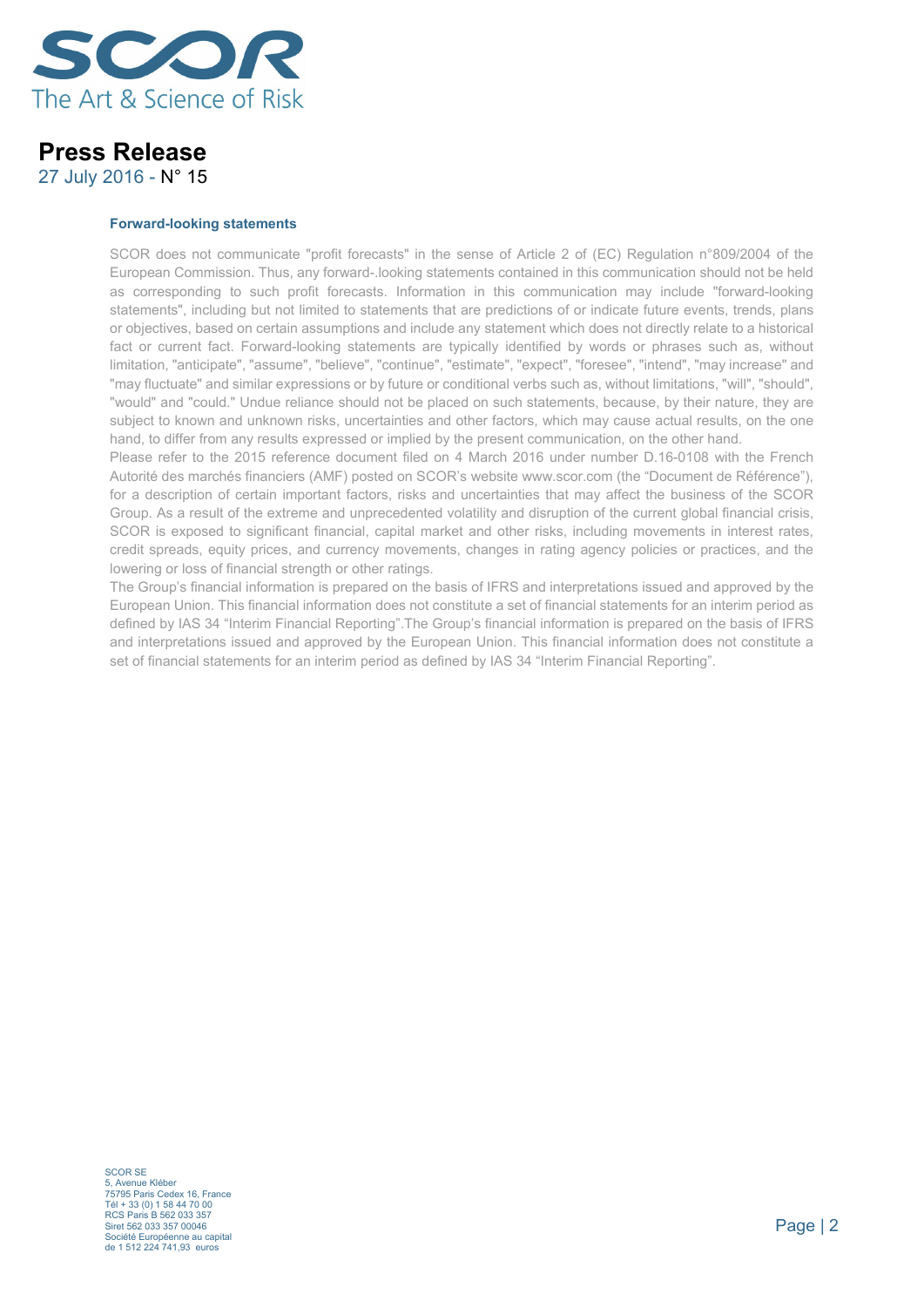**Forward-looking statements**

SCOR does not communicate "profit forecasts" in the sense of Article 2 of (EC) Regulation n°809/2004 of the European Commission. Thus, any forward-.looking statements contained in this communication should not be held as corresponding to such profit forecasts. Information in this communication may include "forward-looking statements", including but not limited to statements that are predictions of or indicate future events, trends, plans or objectives, based on certain assumptions and include any statement which does not directly relate to a historical fact or current fact. Forward-looking statements are typically identified by words or phrases such as, without limitation, "anticipate", "assume", "believe", "continue", "estimate", "expect", "foresee", "intend", "may increase" and "may fluctuate" and similar expressions or by future or conditional verbs such as, without limitations, "will", "should", "would" and "could." Undue reliance should not be placed on such statements, because, by their nature, they are subject to known and unknown risks, uncertainties and other factors, which may cause actual results, on the one hand, to differ from any results expressed or implied by the present communication, on the other hand.

Please refer to the 2015 reference document filed on 4 March 2016 under number D.16-0108 with the French Autorité des marchés financiers (AMF) posted on SCOR's website www.scor.com (the "Document de Référence"), for a description of certain important factors, risks and uncertainties that may affect the business of the SCOR Group. As a result of the extreme and unprecedented volatility and disruption of the current global financial crisis, SCOR is exposed to significant financial, capital market and other risks, including movements in interest rates, credit spreads, equity prices, and currency movements, changes in rating agency policies or practices, and the lowering or loss of financial strength or other ratings.

The Group's financial information is prepared on the basis of IFRS and interpretations issued and approved by the European Union. This financial information does not constitute a set of financial statements for an interim period as defined by IAS 34 "Interim Financial Reporting".The Group's financial information is prepared on the basis of IFRS and interpretations issued and approved by the European Union. This financial information does not constitute a set of financial statements for an interim period as defined by IAS 34 "Interim Financial Reporting".

SCOR SE
5, Avenue Kléber
75795 Paris Cedex 16, France
Tél + 33 (0) 1 58 44 70 00
RCS Paris B 562 033 357
Siret 562 033 357 00046
Société Européenne au capital
de 1 512 224 741,93 euros